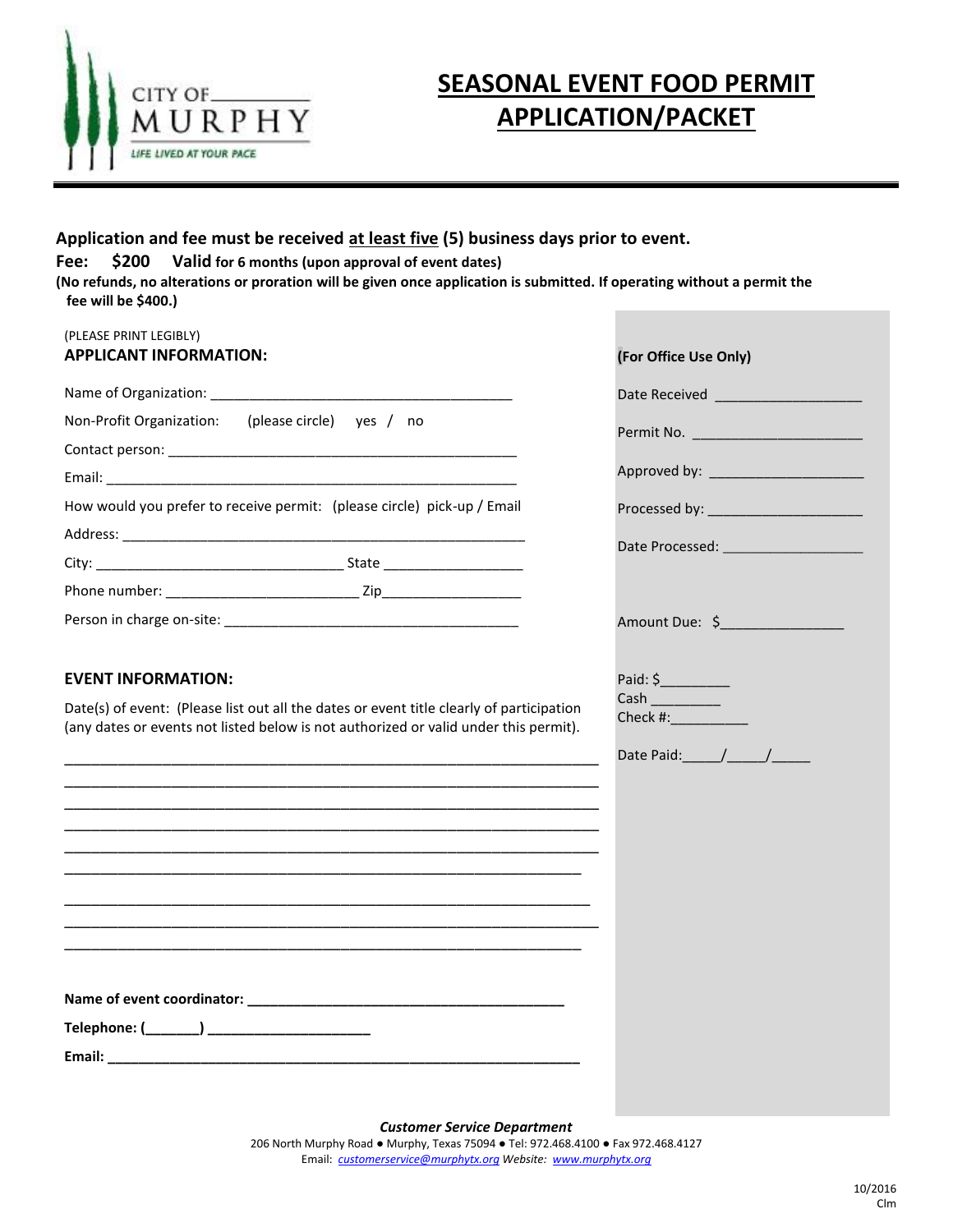CITY OF MURPHY

LIFE LIVED AT YOUR PACE

# SEASONAL EVENT FOOD PERMIT APPLICATION/PACKET

**Application and fee must be received at least five (5) business days prior to event.**

**Fee: $200 Valid for 6 months (upon approval of event dates)**

**(No refunds, no alterations or proration will be given once application is submitted. If operating without a permit the fee will be $400.)**

(PLEASE PRINT LEGIBLY)

## APPLICANT INFORMATION:

Name of Organization: ________________________________________

Non-Profit Organization: (please circle) yes / no

Contact person: ________________________________________

Email: ________________________________________

How would you prefer to receive permit: (please circle) pick-up / Email

Address: ________________________________________

City: ______________________ State ______________

Phone number: ______________________ Zip______________

Person in charge on-site: ________________________________________

## EVENT INFORMATION:

Date(s) of event: (Please list out all the dates or event title clearly of participation (any dates or events not listed below is not authorized or valid under this permit).

________________________________________________________________

________________________________________________________________

________________________________________________________________

________________________________________________________________

________________________________________________________________

________________________________________________________________

________________________________________________________________

________________________________________________________________

________________________________________________________________

**Name of event coordinator: ________________________________________**

**Telephone: (_______) ____________________**

**Email: ________________________________________**

**(For Office Use Only)**

Date Received __________________

Permit No. ____________________

Approved by: __________________

Processed by: __________________

Date Processed: ________________

Amount Due: $______________

Paid: $________

Cash ________

Check #:__________

Date Paid:_____/_____/_____

***Customer Service Department***

206 North Murphy Road ● Murphy, Texas 75094 ● Tel: 972.468.4100 ● Fax 972.468.4127

Email: *customerservice@murphytx.org* *Website:* *www.murphytx.org*

10/2016
Clm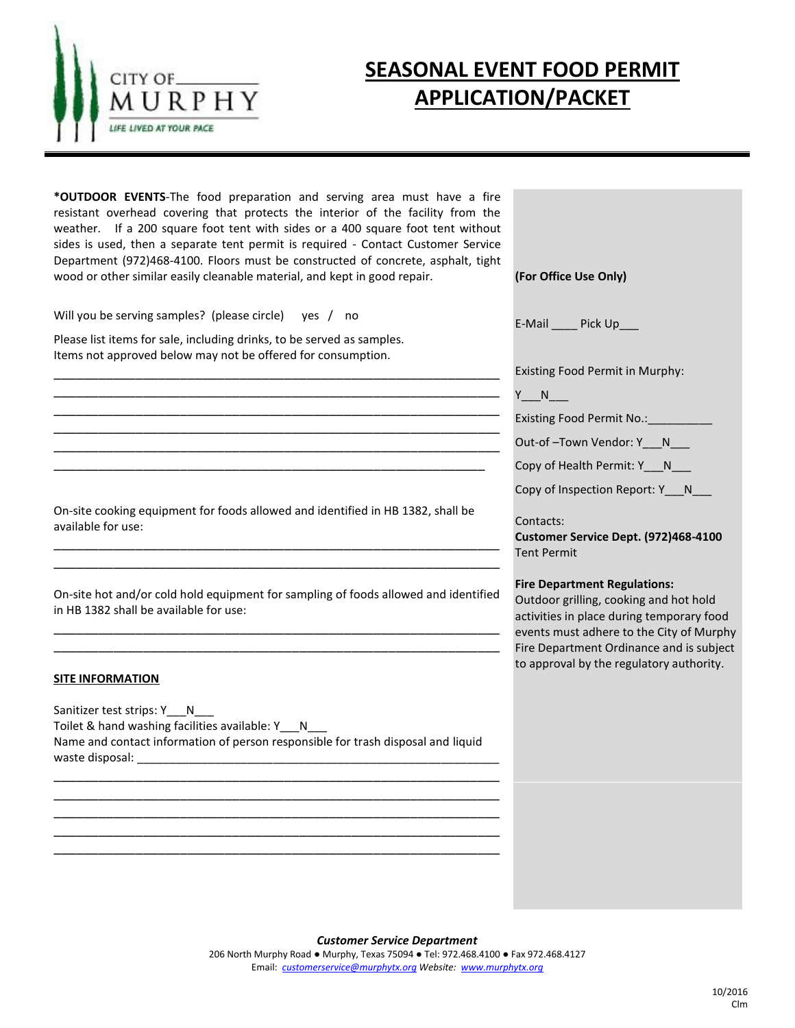CITY OF MURPHY

LIFE LIVED AT YOUR PACE

# SEASONAL EVENT FOOD PERMIT APPLICATION/PACKET

**\*OUTDOOR EVENTS**-The food preparation and serving area must have a fire resistant overhead covering that protects the interior of the facility from the weather. If a 200 square foot tent with sides or a 400 square foot tent without sides is used, then a separate tent permit is required - Contact Customer Service Department (972)468-4100. Floors must be constructed of concrete, asphalt, tight wood or other similar easily cleanable material, and kept in good repair.

Will you be serving samples? (please circle) yes / no

Please list items for sale, including drinks, to be served as samples.
Items not approved below may not be offered for consumption.

\_\_\_\_\_\_\_\_\_\_\_\_\_\_\_\_\_\_\_\_\_\_\_\_\_\_\_\_\_\_\_\_\_\_\_\_\_\_\_\_\_\_\_\_\_\_\_\_\_\_\_\_\_\_\_\_\_\_\_\_\_\_\_\_
\_\_\_\_\_\_\_\_\_\_\_\_\_\_\_\_\_\_\_\_\_\_\_\_\_\_\_\_\_\_\_\_\_\_\_\_\_\_\_\_\_\_\_\_\_\_\_\_\_\_\_\_\_\_\_\_\_\_\_\_\_\_\_\_
\_\_\_\_\_\_\_\_\_\_\_\_\_\_\_\_\_\_\_\_\_\_\_\_\_\_\_\_\_\_\_\_\_\_\_\_\_\_\_\_\_\_\_\_\_\_\_\_\_\_\_\_\_\_\_\_\_\_\_\_\_\_\_\_
\_\_\_\_\_\_\_\_\_\_\_\_\_\_\_\_\_\_\_\_\_\_\_\_\_\_\_\_\_\_\_\_\_\_\_\_\_\_\_\_\_\_\_\_\_\_\_\_\_\_\_\_\_\_\_\_\_\_\_\_\_\_\_\_
\_\_\_\_\_\_\_\_\_\_\_\_\_\_\_\_\_\_\_\_\_\_\_\_\_\_\_\_\_\_\_\_\_\_\_\_\_\_\_\_\_\_\_\_\_\_\_\_\_\_\_\_\_\_\_\_\_\_\_\_\_\_\_\_
\_\_\_\_\_\_\_\_\_\_\_\_\_\_\_\_\_\_\_\_\_\_\_\_\_\_\_\_\_\_\_\_\_\_\_\_\_\_\_\_\_\_\_\_\_\_\_\_\_\_\_\_\_\_\_\_\_\_\_\_\_\_\_

On-site cooking equipment for foods allowed and identified in HB 1382, shall be available for use:

\_\_\_\_\_\_\_\_\_\_\_\_\_\_\_\_\_\_\_\_\_\_\_\_\_\_\_\_\_\_\_\_\_\_\_\_\_\_\_\_\_\_\_\_\_\_\_\_\_\_\_\_\_\_\_\_\_\_\_\_\_\_\_\_
\_\_\_\_\_\_\_\_\_\_\_\_\_\_\_\_\_\_\_\_\_\_\_\_\_\_\_\_\_\_\_\_\_\_\_\_\_\_\_\_\_\_\_\_\_\_\_\_\_\_\_\_\_\_\_\_\_\_\_\_\_\_\_\_

On-site hot and/or cold hold equipment for sampling of foods allowed and identified in HB 1382 shall be available for use:

\_\_\_\_\_\_\_\_\_\_\_\_\_\_\_\_\_\_\_\_\_\_\_\_\_\_\_\_\_\_\_\_\_\_\_\_\_\_\_\_\_\_\_\_\_\_\_\_\_\_\_\_\_\_\_\_\_\_\_\_\_\_\_\_
\_\_\_\_\_\_\_\_\_\_\_\_\_\_\_\_\_\_\_\_\_\_\_\_\_\_\_\_\_\_\_\_\_\_\_\_\_\_\_\_\_\_\_\_\_\_\_\_\_\_\_\_\_\_\_\_\_\_\_\_\_\_\_\_

## SITE INFORMATION

Sanitizer test strips: Y\_\_\_N\_\_\_
Toilet & hand washing facilities available: Y\_\_\_N\_\_\_
Name and contact information of person responsible for trash disposal and liquid waste disposal: \_\_\_\_\_\_\_\_\_\_\_\_\_\_\_\_\_\_\_\_\_\_\_\_\_\_\_\_\_\_\_\_\_\_\_\_\_\_\_\_\_\_\_\_\_\_\_\_\_\_\_\_\_\_

\_\_\_\_\_\_\_\_\_\_\_\_\_\_\_\_\_\_\_\_\_\_\_\_\_\_\_\_\_\_\_\_\_\_\_\_\_\_\_\_\_\_\_\_\_\_\_\_\_\_\_\_\_\_\_\_\_\_\_\_\_\_\_\_
\_\_\_\_\_\_\_\_\_\_\_\_\_\_\_\_\_\_\_\_\_\_\_\_\_\_\_\_\_\_\_\_\_\_\_\_\_\_\_\_\_\_\_\_\_\_\_\_\_\_\_\_\_\_\_\_\_\_\_\_\_\_\_\_
\_\_\_\_\_\_\_\_\_\_\_\_\_\_\_\_\_\_\_\_\_\_\_\_\_\_\_\_\_\_\_\_\_\_\_\_\_\_\_\_\_\_\_\_\_\_\_\_\_\_\_\_\_\_\_\_\_\_\_\_\_\_\_\_
\_\_\_\_\_\_\_\_\_\_\_\_\_\_\_\_\_\_\_\_\_\_\_\_\_\_\_\_\_\_\_\_\_\_\_\_\_\_\_\_\_\_\_\_\_\_\_\_\_\_\_\_\_\_\_\_\_\_\_\_\_\_\_\_
\_\_\_\_\_\_\_\_\_\_\_\_\_\_\_\_\_\_\_\_\_\_\_\_\_\_\_\_\_\_\_\_\_\_\_\_\_\_\_\_\_\_\_\_\_\_\_\_\_\_\_\_\_\_\_\_\_\_\_\_\_\_\_\_

**(For Office Use Only)**

E-Mail \_\_\_\_ Pick Up\_\_\_

Existing Food Permit in Murphy:

Y\_\_\_N\_\_\_

Existing Food Permit No.:\_\_\_\_\_\_\_\_\_\_

Out-of –Town Vendor: Y\_\_\_N\_\_\_

Copy of Health Permit: Y\_\_\_N\_\_\_

Copy of Inspection Report: Y\_\_\_N\_\_\_

Contacts:
**Customer Service Dept. (972)468-4100**
Tent Permit

**Fire Department Regulations:**
Outdoor grilling, cooking and hot hold activities in place during temporary food events must adhere to the City of Murphy Fire Department Ordinance and is subject to approval by the regulatory authority.

***Customer Service Department***
206 North Murphy Road ● Murphy, Texas 75094 ● Tel: 972.468.4100 ● Fax 972.468.4127
Email: *customerservice@murphytx.org* *Website:* *www.murphytx.org*

10/2016
Clm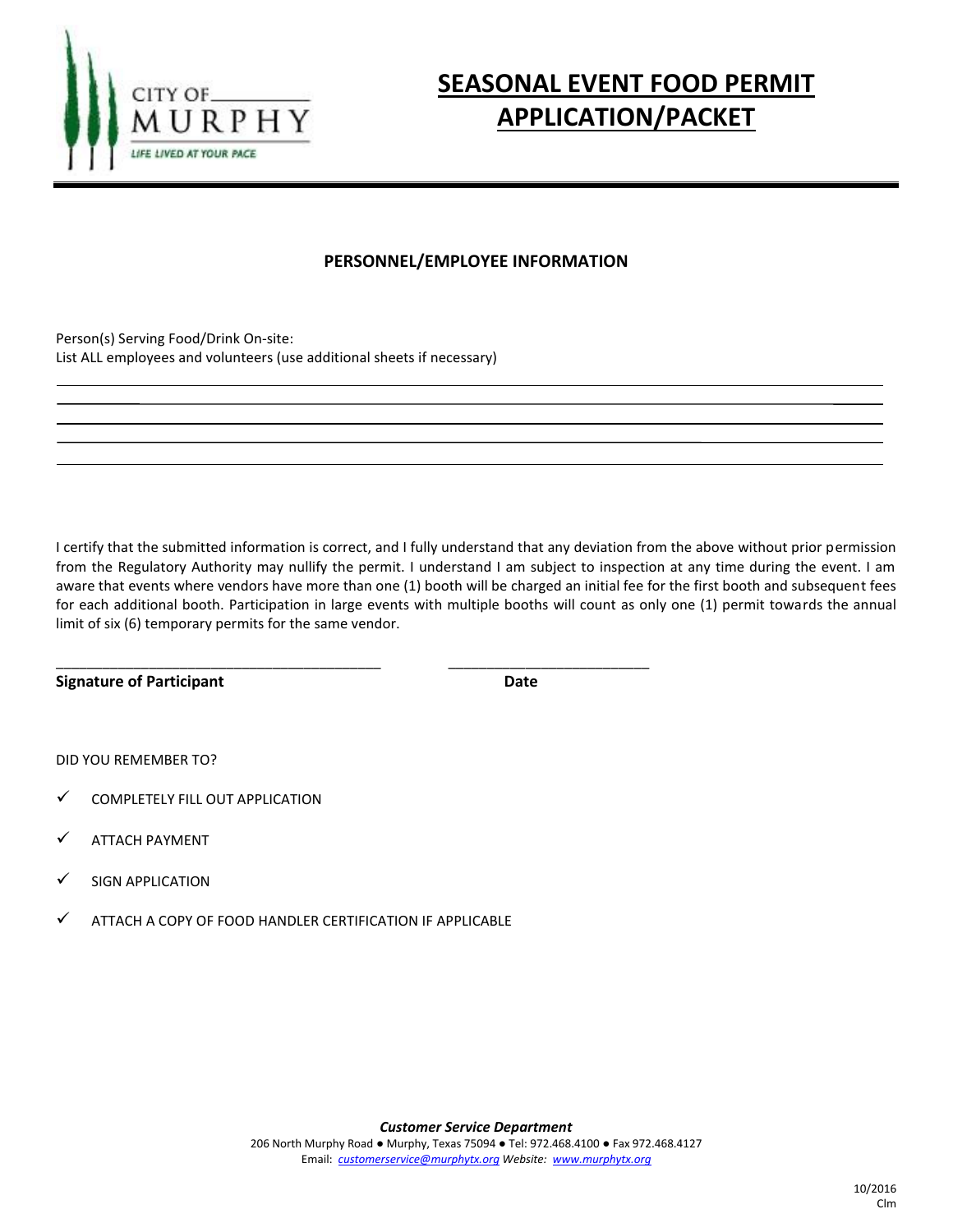# SEASONAL EVENT FOOD PERMIT APPLICATION/PACKET

## PERSONNEL/EMPLOYEE INFORMATION

Person(s) Serving Food/Drink On-site:
List ALL employees and volunteers (use additional sheets if necessary)

_______________________________________________________________________________

_______________________________________________________________________________

_______________________________________________________________________________

_______________________________________________________________________________

_______________________________________________________________________________

I certify that the submitted information is correct, and I fully understand that any deviation from the above without prior permission from the Regulatory Authority may nullify the permit. I understand I am subject to inspection at any time during the event. I am aware that events where vendors have more than one (1) booth will be charged an initial fee for the first booth and subsequent fees for each additional booth. Participation in large events with multiple booths will count as only one (1) permit towards the annual limit of six (6) temporary permits for the same vendor.

_________________________________________ _________________________

**Signature of Participant** **Date**

DID YOU REMEMBER TO?

- ✓ COMPLETELY FILL OUT APPLICATION
- ✓ ATTACH PAYMENT
- ✓ SIGN APPLICATION
- ✓ ATTACH A COPY OF FOOD HANDLER CERTIFICATION IF APPLICABLE

***Customer Service Department***
206 North Murphy Road ● Murphy, Texas 75094 ● Tel: 972.468.4100 ● Fax 972.468.4127
Email: *customerservice@murphytx.org* *Website: www.murphytx.org*

10/2016
Clm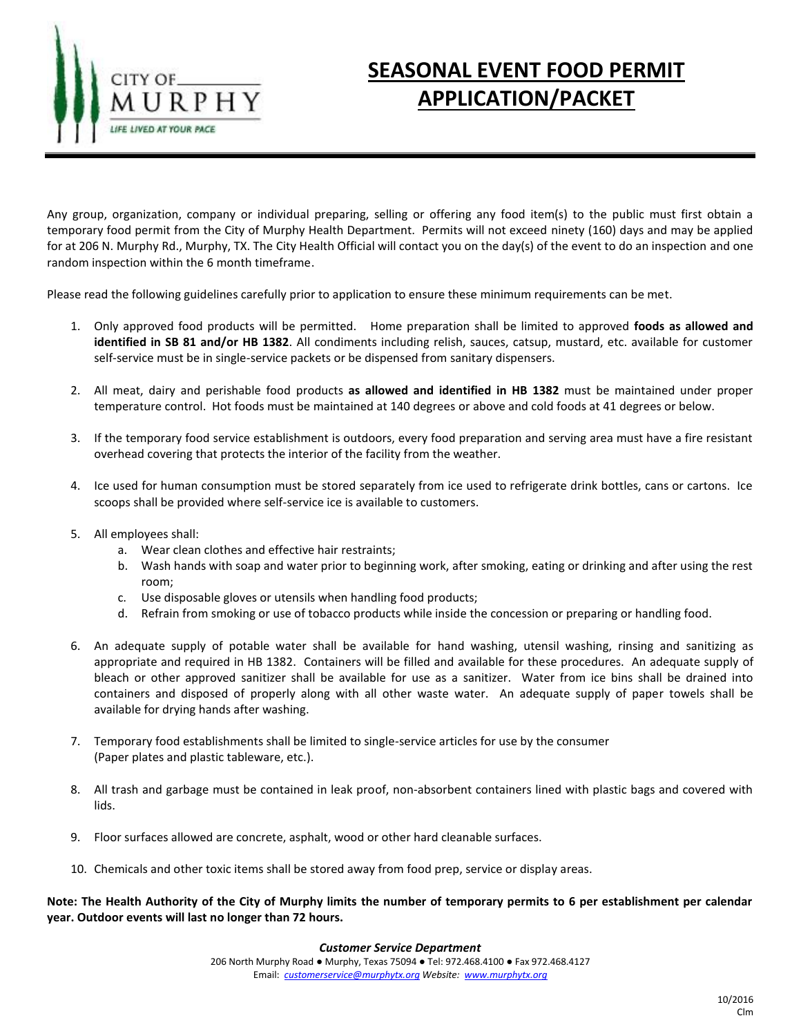CITY OF MURPHY

LIFE LIVED AT YOUR PACE

# SEASONAL EVENT FOOD PERMIT APPLICATION/PACKET

Any group, organization, company or individual preparing, selling or offering any food item(s) to the public must first obtain a temporary food permit from the City of Murphy Health Department. Permits will not exceed ninety (160) days and may be applied for at 206 N. Murphy Rd., Murphy, TX. The City Health Official will contact you on the day(s) of the event to do an inspection and one random inspection within the 6 month timeframe.

Please read the following guidelines carefully prior to application to ensure these minimum requirements can be met.

1. Only approved food products will be permitted. Home preparation shall be limited to approved **foods as allowed and identified in SB 81 and/or HB 1382**. All condiments including relish, sauces, catsup, mustard, etc. available for customer self-service must be in single-service packets or be dispensed from sanitary dispensers.

2. All meat, dairy and perishable food products **as allowed and identified in HB 1382** must be maintained under proper temperature control. Hot foods must be maintained at 140 degrees or above and cold foods at 41 degrees or below.

3. If the temporary food service establishment is outdoors, every food preparation and serving area must have a fire resistant overhead covering that protects the interior of the facility from the weather.

4. Ice used for human consumption must be stored separately from ice used to refrigerate drink bottles, cans or cartons. Ice scoops shall be provided where self-service ice is available to customers.

5. All employees shall:
   a. Wear clean clothes and effective hair restraints;
   b. Wash hands with soap and water prior to beginning work, after smoking, eating or drinking and after using the rest room;
   c. Use disposable gloves or utensils when handling food products;
   d. Refrain from smoking or use of tobacco products while inside the concession or preparing or handling food.

6. An adequate supply of potable water shall be available for hand washing, utensil washing, rinsing and sanitizing as appropriate and required in HB 1382. Containers will be filled and available for these procedures. An adequate supply of bleach or other approved sanitizer shall be available for use as a sanitizer. Water from ice bins shall be drained into containers and disposed of properly along with all other waste water. An adequate supply of paper towels shall be available for drying hands after washing.

7. Temporary food establishments shall be limited to single-service articles for use by the consumer (Paper plates and plastic tableware, etc.).

8. All trash and garbage must be contained in leak proof, non-absorbent containers lined with plastic bags and covered with lids.

9. Floor surfaces allowed are concrete, asphalt, wood or other hard cleanable surfaces.

10. Chemicals and other toxic items shall be stored away from food prep, service or display areas.

**Note: The Health Authority of the City of Murphy limits the number of temporary permits to 6 per establishment per calendar year. Outdoor events will last no longer than 72 hours.**

***Customer Service Department***

206 North Murphy Road ● Murphy, Texas 75094 ● Tel: 972.468.4100 ● Fax 972.468.4127

Email: *customerservice@murphytx.org* *Website:* *www.murphytx.org*

10/2016
Clm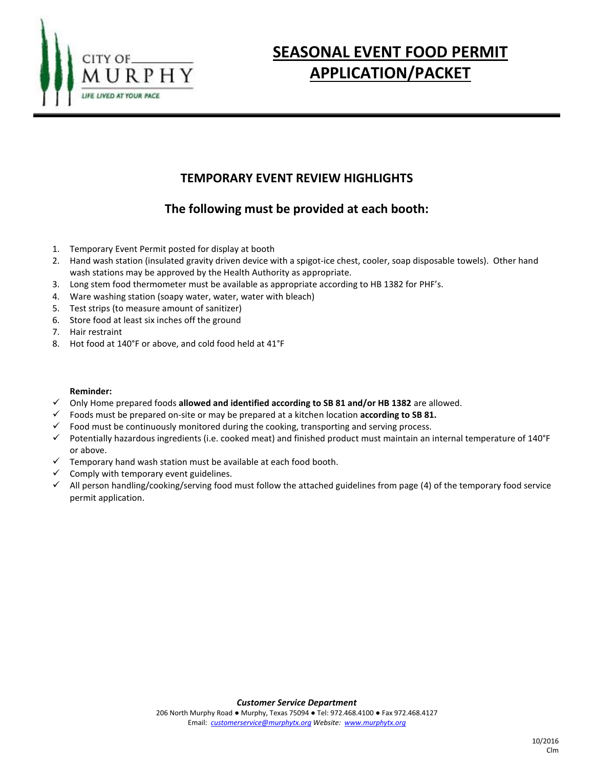CITY OF MURPHY

LIFE LIVED AT YOUR PACE

# SEASONAL EVENT FOOD PERMIT APPLICATION/PACKET

## TEMPORARY EVENT REVIEW HIGHLIGHTS

## The following must be provided at each booth:

1. Temporary Event Permit posted for display at booth
2. Hand wash station (insulated gravity driven device with a spigot-ice chest, cooler, soap disposable towels). Other hand wash stations may be approved by the Health Authority as appropriate.
3. Long stem food thermometer must be available as appropriate according to HB 1382 for PHF's.
4. Ware washing station (soapy water, water, water with bleach)
5. Test strips (to measure amount of sanitizer)
6. Store food at least six inches off the ground
7. Hair restraint
8. Hot food at 140°F or above, and cold food held at 41°F

**Reminder:**

- ✓ Only Home prepared foods **allowed and identified according to SB 81 and/or HB 1382** are allowed.
- ✓ Foods must be prepared on-site or may be prepared at a kitchen location **according to SB 81.**
- ✓ Food must be continuously monitored during the cooking, transporting and serving process.
- ✓ Potentially hazardous ingredients (i.e. cooked meat) and finished product must maintain an internal temperature of 140°F or above.
- ✓ Temporary hand wash station must be available at each food booth.
- ✓ Comply with temporary event guidelines.
- ✓ All person handling/cooking/serving food must follow the attached guidelines from page (4) of the temporary food service permit application.

***Customer Service Department***

206 North Murphy Road ● Murphy, Texas 75094 ● Tel: 972.468.4100 ● Fax 972.468.4127

Email: *customerservice@murphytx.org* *Website:* *www.murphytx.org*

10/2016

Clm